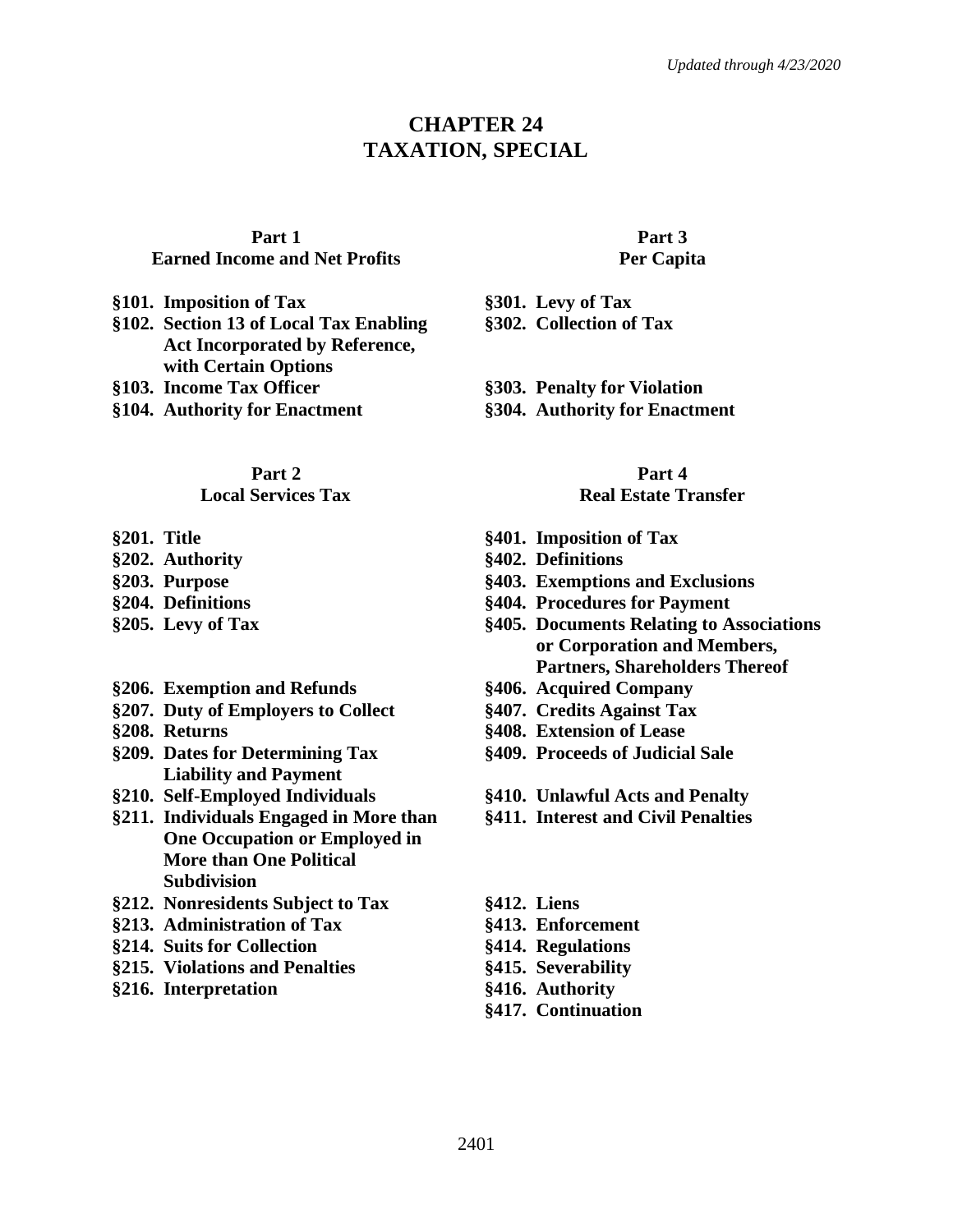*Updated through 4/23/2020*

# CHAPTER 24
# TAXATION, SPECIAL

## Part 1
## Earned Income and Net Profits

**§101. Imposition of Tax**
**§102. Section 13 of Local Tax Enabling Act Incorporated by Reference, with Certain Options**
**§103. Income Tax Officer**
**§104. Authority for Enactment**

## Part 2
## Local Services Tax

**§201. Title**
**§202. Authority**
**§203. Purpose**
**§204. Definitions**
**§205. Levy of Tax**
**§206. Exemption and Refunds**
**§207. Duty of Employers to Collect**
**§208. Returns**
**§209. Dates for Determining Tax Liability and Payment**
**§210. Self-Employed Individuals**
**§211. Individuals Engaged in More than One Occupation or Employed in More than One Political Subdivision**
**§212. Nonresidents Subject to Tax**
**§213. Administration of Tax**
**§214. Suits for Collection**
**§215. Violations and Penalties**
**§216. Interpretation**

## Part 3
## Per Capita

**§301. Levy of Tax**
**§302. Collection of Tax**
**§303. Penalty for Violation**
**§304. Authority for Enactment**

## Part 4
## Real Estate Transfer

**§401. Imposition of Tax**
**§402. Definitions**
**§403. Exemptions and Exclusions**
**§404. Procedures for Payment**
**§405. Documents Relating to Associations or Corporation and Members, Partners, Shareholders Thereof**
**§406. Acquired Company**
**§407. Credits Against Tax**
**§408. Extension of Lease**
**§409. Proceeds of Judicial Sale**
**§410. Unlawful Acts and Penalty**
**§411. Interest and Civil Penalties**
**§412. Liens**
**§413. Enforcement**
**§414. Regulations**
**§415. Severability**
**§416. Authority**
**§417. Continuation**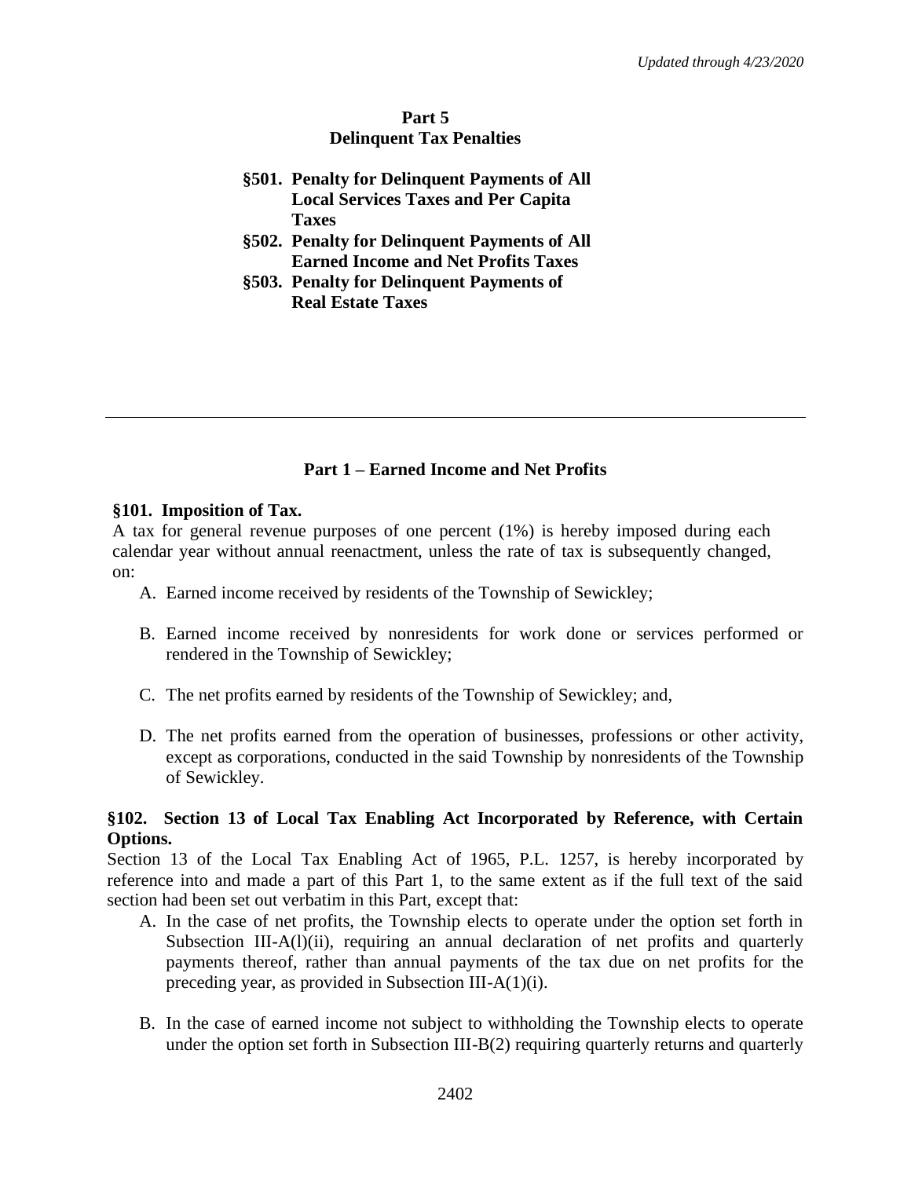## Part 5
## Delinquent Tax Penalties

**§501. Penalty for Delinquent Payments of All Local Services Taxes and Per Capita Taxes**

**§502. Penalty for Delinquent Payments of All Earned Income and Net Profits Taxes**

**§503. Penalty for Delinquent Payments of Real Estate Taxes**

---

## Part 1 – Earned Income and Net Profits

### §101. Imposition of Tax.

A tax for general revenue purposes of one percent (1%) is hereby imposed during each calendar year without annual reenactment, unless the rate of tax is subsequently changed, on:

A. Earned income received by residents of the Township of Sewickley;

B. Earned income received by nonresidents for work done or services performed or rendered in the Township of Sewickley;

C. The net profits earned by residents of the Township of Sewickley; and,

D. The net profits earned from the operation of businesses, professions or other activity, except as corporations, conducted in the said Township by nonresidents of the Township of Sewickley.

### §102. Section 13 of Local Tax Enabling Act Incorporated by Reference, with Certain Options.

Section 13 of the Local Tax Enabling Act of 1965, P.L. 1257, is hereby incorporated by reference into and made a part of this Part 1, to the same extent as if the full text of the said section had been set out verbatim in this Part, except that:

A. In the case of net profits, the Township elects to operate under the option set forth in Subsection III-A(l)(ii), requiring an annual declaration of net profits and quarterly payments thereof, rather than annual payments of the tax due on net profits for the preceding year, as provided in Subsection III-A(1)(i).

B. In the case of earned income not subject to withholding the Township elects to operate under the option set forth in Subsection III-B(2) requiring quarterly returns and quarterly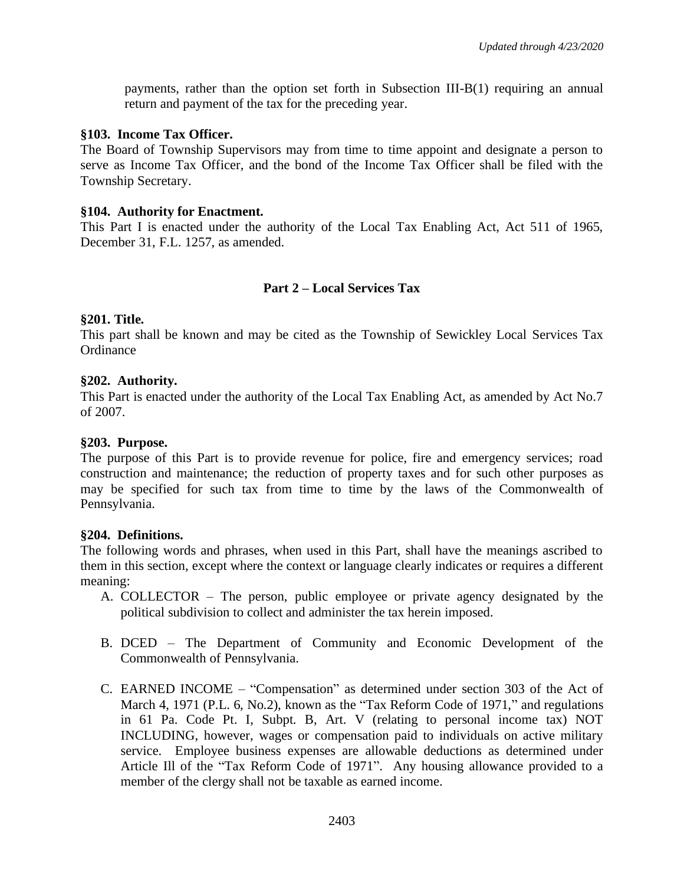payments, rather than the option set forth in Subsection III-B(1) requiring an annual return and payment of the tax for the preceding year.

**§103. Income Tax Officer.**
The Board of Township Supervisors may from time to time appoint and designate a person to serve as Income Tax Officer, and the bond of the Income Tax Officer shall be filed with the Township Secretary.

**§104. Authority for Enactment.**
This Part I is enacted under the authority of the Local Tax Enabling Act, Act 511 of 1965, December 31, F.L. 1257, as amended.

## Part 2 – Local Services Tax

**§201. Title.**
This part shall be known and may be cited as the Township of Sewickley Local Services Tax Ordinance

**§202. Authority.**
This Part is enacted under the authority of the Local Tax Enabling Act, as amended by Act No.7 of 2007.

**§203. Purpose.**
The purpose of this Part is to provide revenue for police, fire and emergency services; road construction and maintenance; the reduction of property taxes and for such other purposes as may be specified for such tax from time to time by the laws of the Commonwealth of Pennsylvania.

**§204. Definitions.**
The following words and phrases, when used in this Part, shall have the meanings ascribed to them in this section, except where the context or language clearly indicates or requires a different meaning:

A. COLLECTOR – The person, public employee or private agency designated by the political subdivision to collect and administer the tax herein imposed.

B. DCED – The Department of Community and Economic Development of the Commonwealth of Pennsylvania.

C. EARNED INCOME – "Compensation" as determined under section 303 of the Act of March 4, 1971 (P.L. 6, No.2), known as the "Tax Reform Code of 1971," and regulations in 61 Pa. Code Pt. I, Subpt. B, Art. V (relating to personal income tax) NOT INCLUDING, however, wages or compensation paid to individuals on active military service. Employee business expenses are allowable deductions as determined under Article Ill of the "Tax Reform Code of 1971". Any housing allowance provided to a member of the clergy shall not be taxable as earned income.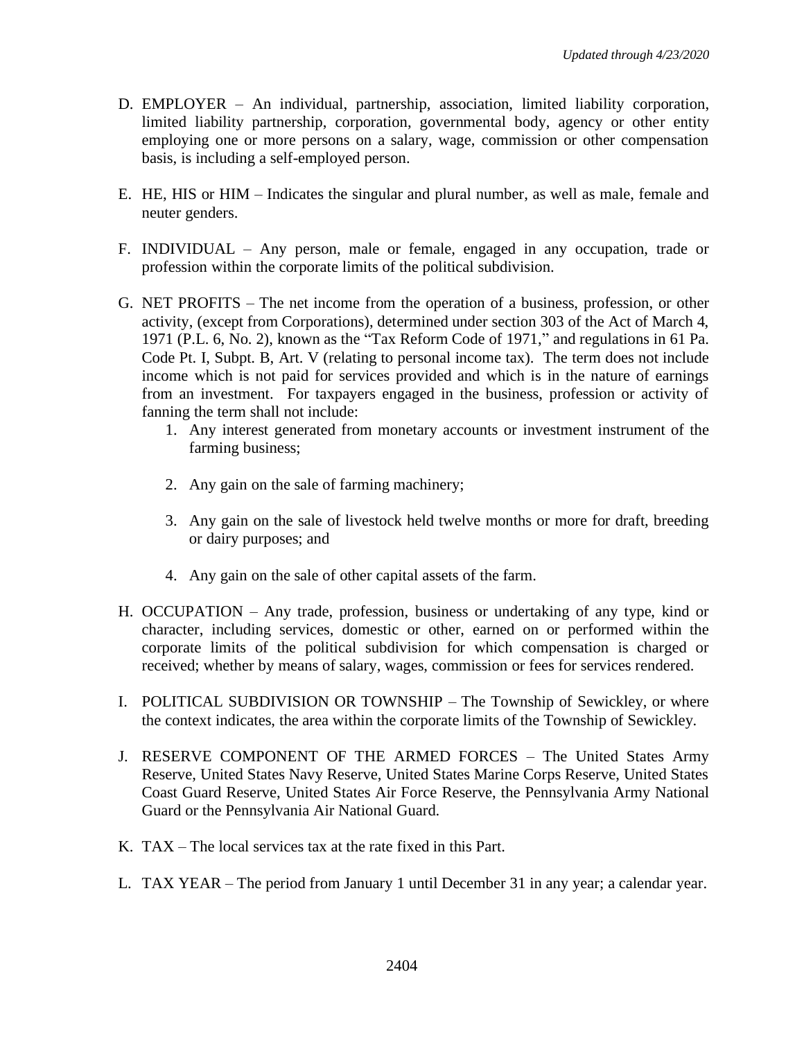D. EMPLOYER – An individual, partnership, association, limited liability corporation, limited liability partnership, corporation, governmental body, agency or other entity employing one or more persons on a salary, wage, commission or other compensation basis, is including a self-employed person.

E. HE, HIS or HIM – Indicates the singular and plural number, as well as male, female and neuter genders.

F. INDIVIDUAL – Any person, male or female, engaged in any occupation, trade or profession within the corporate limits of the political subdivision.

G. NET PROFITS – The net income from the operation of a business, profession, or other activity, (except from Corporations), determined under section 303 of the Act of March 4, 1971 (P.L. 6, No. 2), known as the "Tax Reform Code of 1971," and regulations in 61 Pa. Code Pt. I, Subpt. B, Art. V (relating to personal income tax). The term does not include income which is not paid for services provided and which is in the nature of earnings from an investment. For taxpayers engaged in the business, profession or activity of fanning the term shall not include:
   1. Any interest generated from monetary accounts or investment instrument of the farming business;
   2. Any gain on the sale of farming machinery;
   3. Any gain on the sale of livestock held twelve months or more for draft, breeding or dairy purposes; and
   4. Any gain on the sale of other capital assets of the farm.

H. OCCUPATION – Any trade, profession, business or undertaking of any type, kind or character, including services, domestic or other, earned on or performed within the corporate limits of the political subdivision for which compensation is charged or received; whether by means of salary, wages, commission or fees for services rendered.

I. POLITICAL SUBDIVISION OR TOWNSHIP – The Township of Sewickley, or where the context indicates, the area within the corporate limits of the Township of Sewickley.

J. RESERVE COMPONENT OF THE ARMED FORCES – The United States Army Reserve, United States Navy Reserve, United States Marine Corps Reserve, United States Coast Guard Reserve, United States Air Force Reserve, the Pennsylvania Army National Guard or the Pennsylvania Air National Guard.

K. TAX – The local services tax at the rate fixed in this Part.

L. TAX YEAR – The period from January 1 until December 31 in any year; a calendar year.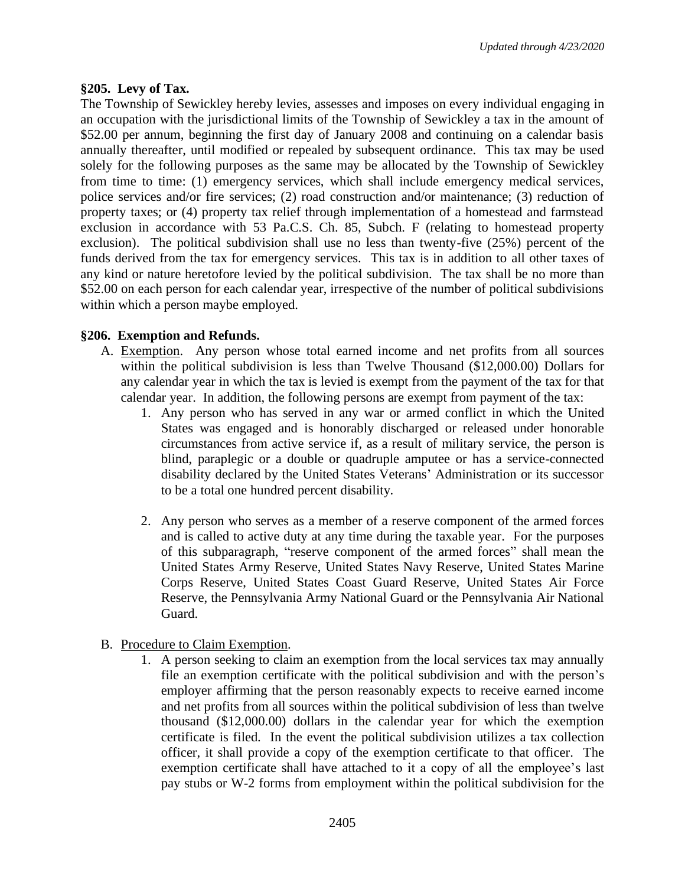### §205. Levy of Tax.

The Township of Sewickley hereby levies, assesses and imposes on every individual engaging in an occupation with the jurisdictional limits of the Township of Sewickley a tax in the amount of $52.00 per annum, beginning the first day of January 2008 and continuing on a calendar basis annually thereafter, until modified or repealed by subsequent ordinance. This tax may be used solely for the following purposes as the same may be allocated by the Township of Sewickley from time to time: (1) emergency services, which shall include emergency medical services, police services and/or fire services; (2) road construction and/or maintenance; (3) reduction of property taxes; or (4) property tax relief through implementation of a homestead and farmstead exclusion in accordance with 53 Pa.C.S. Ch. 85, Subch. F (relating to homestead property exclusion). The political subdivision shall use no less than twenty-five (25%) percent of the funds derived from the tax for emergency services. This tax is in addition to all other taxes of any kind or nature heretofore levied by the political subdivision. The tax shall be no more than $52.00 on each person for each calendar year, irrespective of the number of political subdivisions within which a person maybe employed.

### §206. Exemption and Refunds.

A. <u>Exemption</u>. Any person whose total earned income and net profits from all sources within the political subdivision is less than Twelve Thousand ($12,000.00) Dollars for any calendar year in which the tax is levied is exempt from the payment of the tax for that calendar year. In addition, the following persons are exempt from payment of the tax:

   1. Any person who has served in any war or armed conflict in which the United States was engaged and is honorably discharged or released under honorable circumstances from active service if, as a result of military service, the person is blind, paraplegic or a double or quadruple amputee or has a service-connected disability declared by the United States Veterans' Administration or its successor to be a total one hundred percent disability.

   2. Any person who serves as a member of a reserve component of the armed forces and is called to active duty at any time during the taxable year. For the purposes of this subparagraph, "reserve component of the armed forces" shall mean the United States Army Reserve, United States Navy Reserve, United States Marine Corps Reserve, United States Coast Guard Reserve, United States Air Force Reserve, the Pennsylvania Army National Guard or the Pennsylvania Air National Guard.

B. <u>Procedure to Claim Exemption</u>.

   1. A person seeking to claim an exemption from the local services tax may annually file an exemption certificate with the political subdivision and with the person's employer affirming that the person reasonably expects to receive earned income and net profits from all sources within the political subdivision of less than twelve thousand ($12,000.00) dollars in the calendar year for which the exemption certificate is filed. In the event the political subdivision utilizes a tax collection officer, it shall provide a copy of the exemption certificate to that officer. The exemption certificate shall have attached to it a copy of all the employee's last pay stubs or W-2 forms from employment within the political subdivision for the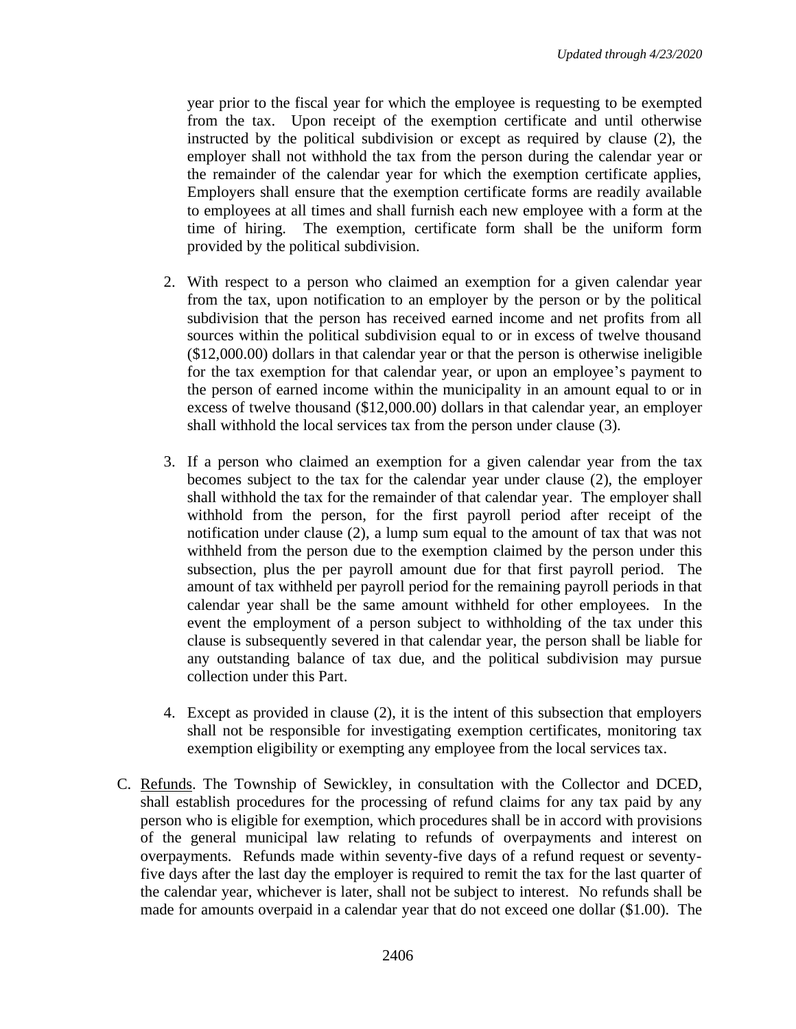year prior to the fiscal year for which the employee is requesting to be exempted from the tax. Upon receipt of the exemption certificate and until otherwise instructed by the political subdivision or except as required by clause (2), the employer shall not withhold the tax from the person during the calendar year or the remainder of the calendar year for which the exemption certificate applies, Employers shall ensure that the exemption certificate forms are readily available to employees at all times and shall furnish each new employee with a form at the time of hiring. The exemption, certificate form shall be the uniform form provided by the political subdivision.

2. With respect to a person who claimed an exemption for a given calendar year from the tax, upon notification to an employer by the person or by the political subdivision that the person has received earned income and net profits from all sources within the political subdivision equal to or in excess of twelve thousand ($12,000.00) dollars in that calendar year or that the person is otherwise ineligible for the tax exemption for that calendar year, or upon an employee's payment to the person of earned income within the municipality in an amount equal to or in excess of twelve thousand ($12,000.00) dollars in that calendar year, an employer shall withhold the local services tax from the person under clause (3).

3. If a person who claimed an exemption for a given calendar year from the tax becomes subject to the tax for the calendar year under clause (2), the employer shall withhold the tax for the remainder of that calendar year. The employer shall withhold from the person, for the first payroll period after receipt of the notification under clause (2), a lump sum equal to the amount of tax that was not withheld from the person due to the exemption claimed by the person under this subsection, plus the per payroll amount due for that first payroll period. The amount of tax withheld per payroll period for the remaining payroll periods in that calendar year shall be the same amount withheld for other employees. In the event the employment of a person subject to withholding of the tax under this clause is subsequently severed in that calendar year, the person shall be liable for any outstanding balance of tax due, and the political subdivision may pursue collection under this Part.

4. Except as provided in clause (2), it is the intent of this subsection that employers shall not be responsible for investigating exemption certificates, monitoring tax exemption eligibility or exempting any employee from the local services tax.

C. Refunds. The Township of Sewickley, in consultation with the Collector and DCED, shall establish procedures for the processing of refund claims for any tax paid by any person who is eligible for exemption, which procedures shall be in accord with provisions of the general municipal law relating to refunds of overpayments and interest on overpayments. Refunds made within seventy-five days of a refund request or seventy-five days after the last day the employer is required to remit the tax for the last quarter of the calendar year, whichever is later, shall not be subject to interest. No refunds shall be made for amounts overpaid in a calendar year that do not exceed one dollar ($1.00). The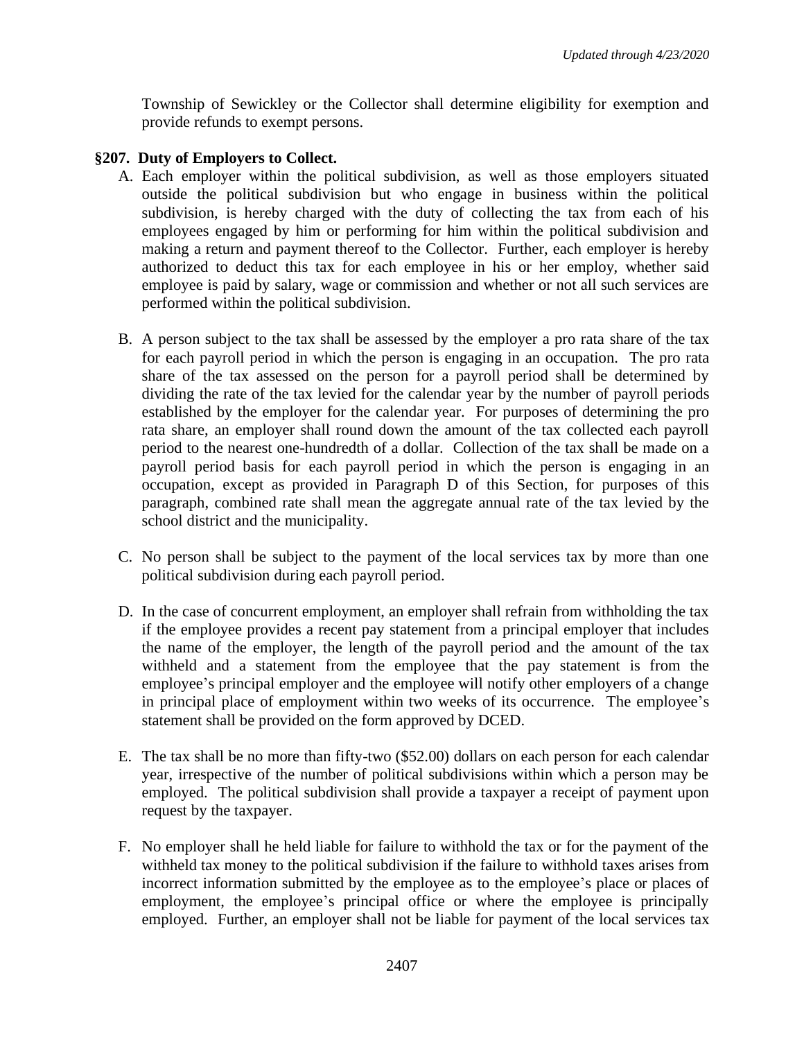Township of Sewickley or the Collector shall determine eligibility for exemption and provide refunds to exempt persons.

### §207. Duty of Employers to Collect.

A. Each employer within the political subdivision, as well as those employers situated outside the political subdivision but who engage in business within the political subdivision, is hereby charged with the duty of collecting the tax from each of his employees engaged by him or performing for him within the political subdivision and making a return and payment thereof to the Collector. Further, each employer is hereby authorized to deduct this tax for each employee in his or her employ, whether said employee is paid by salary, wage or commission and whether or not all such services are performed within the political subdivision.

B. A person subject to the tax shall be assessed by the employer a pro rata share of the tax for each payroll period in which the person is engaging in an occupation. The pro rata share of the tax assessed on the person for a payroll period shall be determined by dividing the rate of the tax levied for the calendar year by the number of payroll periods established by the employer for the calendar year. For purposes of determining the pro rata share, an employer shall round down the amount of the tax collected each payroll period to the nearest one-hundredth of a dollar. Collection of the tax shall be made on a payroll period basis for each payroll period in which the person is engaging in an occupation, except as provided in Paragraph D of this Section, for purposes of this paragraph, combined rate shall mean the aggregate annual rate of the tax levied by the school district and the municipality.

C. No person shall be subject to the payment of the local services tax by more than one political subdivision during each payroll period.

D. In the case of concurrent employment, an employer shall refrain from withholding the tax if the employee provides a recent pay statement from a principal employer that includes the name of the employer, the length of the payroll period and the amount of the tax withheld and a statement from the employee that the pay statement is from the employee's principal employer and the employee will notify other employers of a change in principal place of employment within two weeks of its occurrence. The employee's statement shall be provided on the form approved by DCED.

E. The tax shall be no more than fifty-two ($52.00) dollars on each person for each calendar year, irrespective of the number of political subdivisions within which a person may be employed. The political subdivision shall provide a taxpayer a receipt of payment upon request by the taxpayer.

F. No employer shall he held liable for failure to withhold the tax or for the payment of the withheld tax money to the political subdivision if the failure to withhold taxes arises from incorrect information submitted by the employee as to the employee's place or places of employment, the employee's principal office or where the employee is principally employed. Further, an employer shall not be liable for payment of the local services tax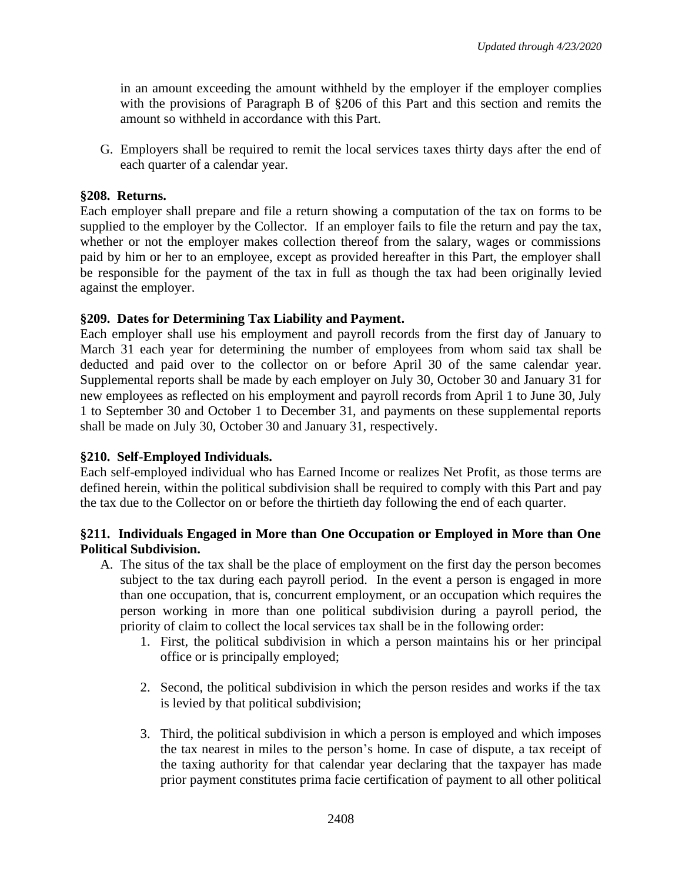in an amount exceeding the amount withheld by the employer if the employer complies with the provisions of Paragraph B of §206 of this Part and this section and remits the amount so withheld in accordance with this Part.

G. Employers shall be required to remit the local services taxes thirty days after the end of each quarter of a calendar year.

**§208. Returns.**
Each employer shall prepare and file a return showing a computation of the tax on forms to be supplied to the employer by the Collector. If an employer fails to file the return and pay the tax, whether or not the employer makes collection thereof from the salary, wages or commissions paid by him or her to an employee, except as provided hereafter in this Part, the employer shall be responsible for the payment of the tax in full as though the tax had been originally levied against the employer.

**§209. Dates for Determining Tax Liability and Payment.**
Each employer shall use his employment and payroll records from the first day of January to March 31 each year for determining the number of employees from whom said tax shall be deducted and paid over to the collector on or before April 30 of the same calendar year. Supplemental reports shall be made by each employer on July 30, October 30 and January 31 for new employees as reflected on his employment and payroll records from April 1 to June 30, July 1 to September 30 and October 1 to December 31, and payments on these supplemental reports shall be made on July 30, October 30 and January 31, respectively.

**§210. Self-Employed Individuals.**
Each self-employed individual who has Earned Income or realizes Net Profit, as those terms are defined herein, within the political subdivision shall be required to comply with this Part and pay the tax due to the Collector on or before the thirtieth day following the end of each quarter.

**§211. Individuals Engaged in More than One Occupation or Employed in More than One Political Subdivision.**

A. The situs of the tax shall be the place of employment on the first day the person becomes subject to the tax during each payroll period. In the event a person is engaged in more than one occupation, that is, concurrent employment, or an occupation which requires the person working in more than one political subdivision during a payroll period, the priority of claim to collect the local services tax shall be in the following order:
   1. First, the political subdivision in which a person maintains his or her principal office or is principally employed;
   2. Second, the political subdivision in which the person resides and works if the tax is levied by that political subdivision;
   3. Third, the political subdivision in which a person is employed and which imposes the tax nearest in miles to the person's home. In case of dispute, a tax receipt of the taxing authority for that calendar year declaring that the taxpayer has made prior payment constitutes prima facie certification of payment to all other political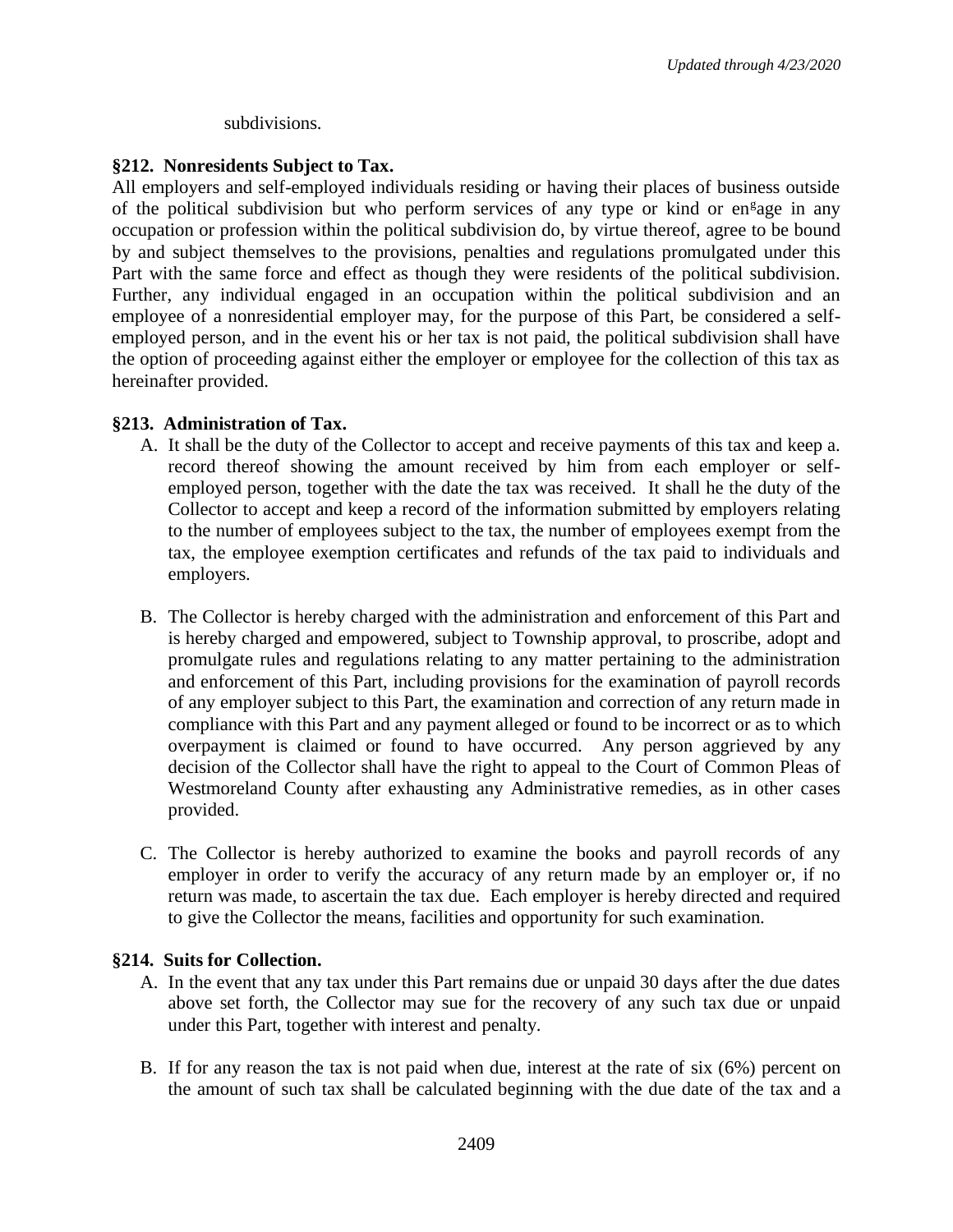subdivisions.

**§212. Nonresidents Subject to Tax.**

All employers and self-employed individuals residing or having their places of business outside of the political subdivision but who perform services of any type or kind or engage in any occupation or profession within the political subdivision do, by virtue thereof, agree to be bound by and subject themselves to the provisions, penalties and regulations promulgated under this Part with the same force and effect as though they were residents of the political subdivision. Further, any individual engaged in an occupation within the political subdivision and an employee of a nonresidential employer may, for the purpose of this Part, be considered a self-employed person, and in the event his or her tax is not paid, the political subdivision shall have the option of proceeding against either the employer or employee for the collection of this tax as hereinafter provided.

**§213. Administration of Tax.**

A. It shall be the duty of the Collector to accept and receive payments of this tax and keep a. record thereof showing the amount received by him from each employer or self-employed person, together with the date the tax was received. It shall he the duty of the Collector to accept and keep a record of the information submitted by employers relating to the number of employees subject to the tax, the number of employees exempt from the tax, the employee exemption certificates and refunds of the tax paid to individuals and employers.

B. The Collector is hereby charged with the administration and enforcement of this Part and is hereby charged and empowered, subject to Township approval, to proscribe, adopt and promulgate rules and regulations relating to any matter pertaining to the administration and enforcement of this Part, including provisions for the examination of payroll records of any employer subject to this Part, the examination and correction of any return made in compliance with this Part and any payment alleged or found to be incorrect or as to which overpayment is claimed or found to have occurred. Any person aggrieved by any decision of the Collector shall have the right to appeal to the Court of Common Pleas of Westmoreland County after exhausting any Administrative remedies, as in other cases provided.

C. The Collector is hereby authorized to examine the books and payroll records of any employer in order to verify the accuracy of any return made by an employer or, if no return was made, to ascertain the tax due. Each employer is hereby directed and required to give the Collector the means, facilities and opportunity for such examination.

**§214. Suits for Collection.**

A. In the event that any tax under this Part remains due or unpaid 30 days after the due dates above set forth, the Collector may sue for the recovery of any such tax due or unpaid under this Part, together with interest and penalty.

B. If for any reason the tax is not paid when due, interest at the rate of six (6%) percent on the amount of such tax shall be calculated beginning with the due date of the tax and a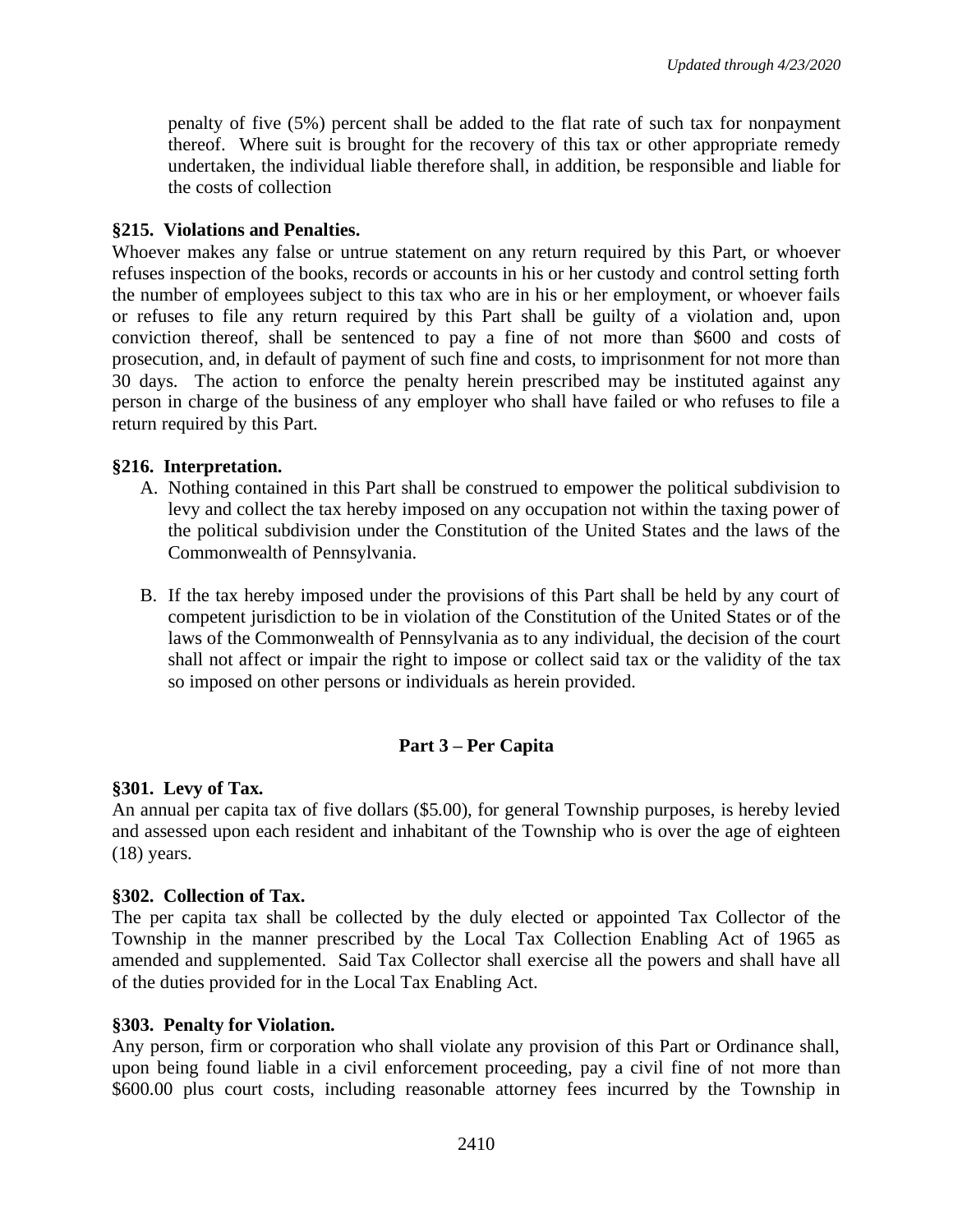penalty of five (5%) percent shall be added to the flat rate of such tax for nonpayment thereof. Where suit is brought for the recovery of this tax or other appropriate remedy undertaken, the individual liable therefore shall, in addition, be responsible and liable for the costs of collection

**§215. Violations and Penalties.**

Whoever makes any false or untrue statement on any return required by this Part, or whoever refuses inspection of the books, records or accounts in his or her custody and control setting forth the number of employees subject to this tax who are in his or her employment, or whoever fails or refuses to file any return required by this Part shall be guilty of a violation and, upon conviction thereof, shall be sentenced to pay a fine of not more than $600 and costs of prosecution, and, in default of payment of such fine and costs, to imprisonment for not more than 30 days. The action to enforce the penalty herein prescribed may be instituted against any person in charge of the business of any employer who shall have failed or who refuses to file a return required by this Part.

**§216. Interpretation.**

A. Nothing contained in this Part shall be construed to empower the political subdivision to levy and collect the tax hereby imposed on any occupation not within the taxing power of the political subdivision under the Constitution of the United States and the laws of the Commonwealth of Pennsylvania.

B. If the tax hereby imposed under the provisions of this Part shall be held by any court of competent jurisdiction to be in violation of the Constitution of the United States or of the laws of the Commonwealth of Pennsylvania as to any individual, the decision of the court shall not affect or impair the right to impose or collect said tax or the validity of the tax so imposed on other persons or individuals as herein provided.

## Part 3 – Per Capita

**§301. Levy of Tax.**

An annual per capita tax of five dollars ($5.00), for general Township purposes, is hereby levied and assessed upon each resident and inhabitant of the Township who is over the age of eighteen (18) years.

**§302. Collection of Tax.**

The per capita tax shall be collected by the duly elected or appointed Tax Collector of the Township in the manner prescribed by the Local Tax Collection Enabling Act of 1965 as amended and supplemented. Said Tax Collector shall exercise all the powers and shall have all of the duties provided for in the Local Tax Enabling Act.

**§303. Penalty for Violation.**

Any person, firm or corporation who shall violate any provision of this Part or Ordinance shall, upon being found liable in a civil enforcement proceeding, pay a civil fine of not more than $600.00 plus court costs, including reasonable attorney fees incurred by the Township in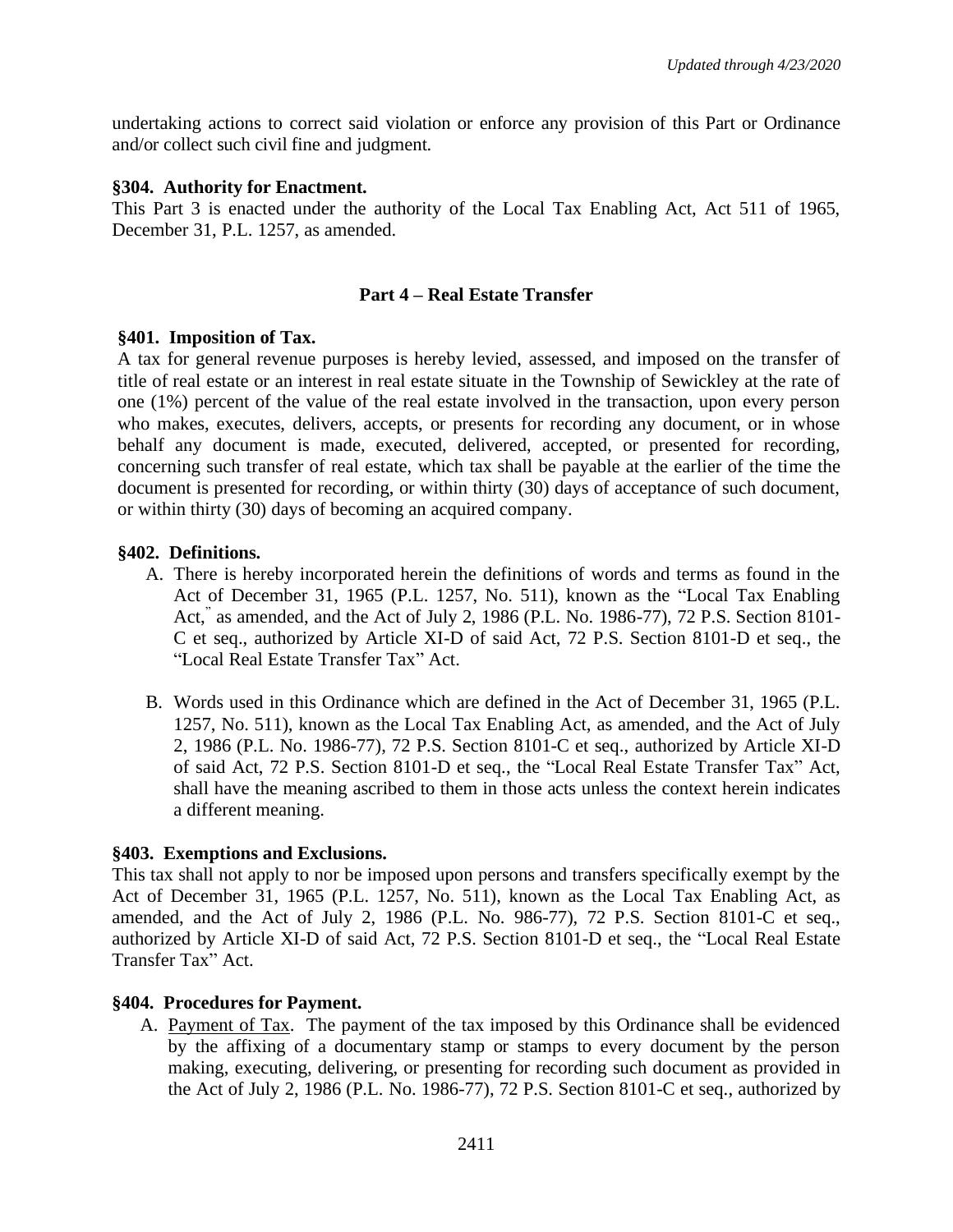undertaking actions to correct said violation or enforce any provision of this Part or Ordinance and/or collect such civil fine and judgment.

**§304. Authority for Enactment.**

This Part 3 is enacted under the authority of the Local Tax Enabling Act, Act 511 of 1965, December 31, P.L. 1257, as amended.

## Part 4 – Real Estate Transfer

**§401. Imposition of Tax.**

A tax for general revenue purposes is hereby levied, assessed, and imposed on the transfer of title of real estate or an interest in real estate situate in the Township of Sewickley at the rate of one (1%) percent of the value of the real estate involved in the transaction, upon every person who makes, executes, delivers, accepts, or presents for recording any document, or in whose behalf any document is made, executed, delivered, accepted, or presented for recording, concerning such transfer of real estate, which tax shall be payable at the earlier of the time the document is presented for recording, or within thirty (30) days of acceptance of such document, or within thirty (30) days of becoming an acquired company.

**§402. Definitions.**

A. There is hereby incorporated herein the definitions of words and terms as found in the Act of December 31, 1965 (P.L. 1257, No. 511), known as the "Local Tax Enabling Act," as amended, and the Act of July 2, 1986 (P.L. No. 1986-77), 72 P.S. Section 8101-C et seq., authorized by Article XI-D of said Act, 72 P.S. Section 8101-D et seq., the "Local Real Estate Transfer Tax" Act.

B. Words used in this Ordinance which are defined in the Act of December 31, 1965 (P.L. 1257, No. 511), known as the Local Tax Enabling Act, as amended, and the Act of July 2, 1986 (P.L. No. 1986-77), 72 P.S. Section 8101-C et seq., authorized by Article XI-D of said Act, 72 P.S. Section 8101-D et seq., the "Local Real Estate Transfer Tax" Act, shall have the meaning ascribed to them in those acts unless the context herein indicates a different meaning.

**§403. Exemptions and Exclusions.**

This tax shall not apply to nor be imposed upon persons and transfers specifically exempt by the Act of December 31, 1965 (P.L. 1257, No. 511), known as the Local Tax Enabling Act, as amended, and the Act of July 2, 1986 (P.L. No. 986-77), 72 P.S. Section 8101-C et seq., authorized by Article XI-D of said Act, 72 P.S. Section 8101-D et seq., the "Local Real Estate Transfer Tax" Act.

**§404. Procedures for Payment.**

A. Payment of Tax. The payment of the tax imposed by this Ordinance shall be evidenced by the affixing of a documentary stamp or stamps to every document by the person making, executing, delivering, or presenting for recording such document as provided in the Act of July 2, 1986 (P.L. No. 1986-77), 72 P.S. Section 8101-C et seq., authorized by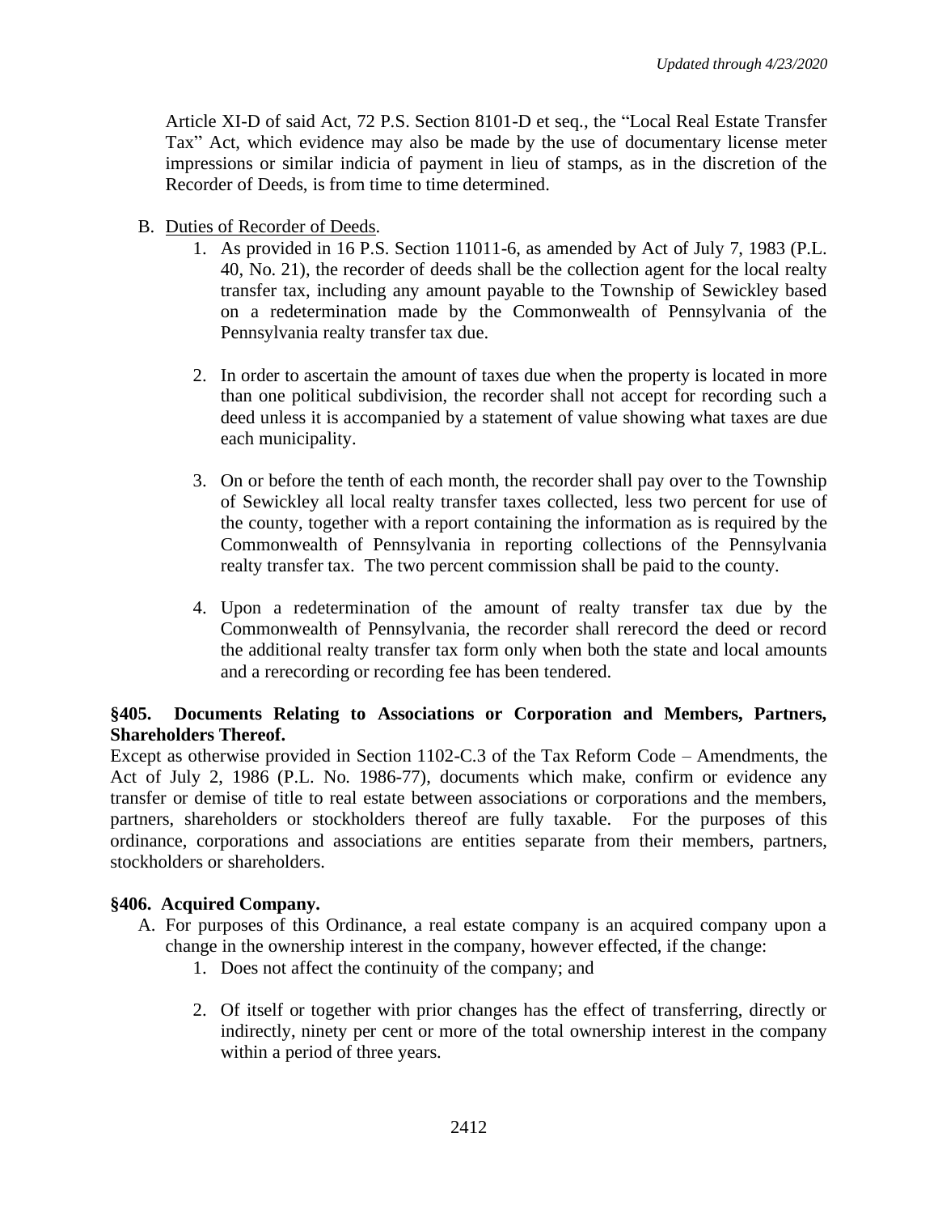Article XI-D of said Act, 72 P.S. Section 8101-D et seq., the "Local Real Estate Transfer Tax" Act, which evidence may also be made by the use of documentary license meter impressions or similar indicia of payment in lieu of stamps, as in the discretion of the Recorder of Deeds, is from time to time determined.

B. Duties of Recorder of Deeds.

   1. As provided in 16 P.S. Section 11011-6, as amended by Act of July 7, 1983 (P.L. 40, No. 21), the recorder of deeds shall be the collection agent for the local realty transfer tax, including any amount payable to the Township of Sewickley based on a redetermination made by the Commonwealth of Pennsylvania of the Pennsylvania realty transfer tax due.

   2. In order to ascertain the amount of taxes due when the property is located in more than one political subdivision, the recorder shall not accept for recording such a deed unless it is accompanied by a statement of value showing what taxes are due each municipality.

   3. On or before the tenth of each month, the recorder shall pay over to the Township of Sewickley all local realty transfer taxes collected, less two percent for use of the county, together with a report containing the information as is required by the Commonwealth of Pennsylvania in reporting collections of the Pennsylvania realty transfer tax. The two percent commission shall be paid to the county.

   4. Upon a redetermination of the amount of realty transfer tax due by the Commonwealth of Pennsylvania, the recorder shall rerecord the deed or record the additional realty transfer tax form only when both the state and local amounts and a rerecording or recording fee has been tendered.

**§405. Documents Relating to Associations or Corporation and Members, Partners, Shareholders Thereof.**

Except as otherwise provided in Section 1102-C.3 of the Tax Reform Code – Amendments, the Act of July 2, 1986 (P.L. No. 1986-77), documents which make, confirm or evidence any transfer or demise of title to real estate between associations or corporations and the members, partners, shareholders or stockholders thereof are fully taxable. For the purposes of this ordinance, corporations and associations are entities separate from their members, partners, stockholders or shareholders.

**§406. Acquired Company.**

A. For purposes of this Ordinance, a real estate company is an acquired company upon a change in the ownership interest in the company, however effected, if the change:

   1. Does not affect the continuity of the company; and

   2. Of itself or together with prior changes has the effect of transferring, directly or indirectly, ninety per cent or more of the total ownership interest in the company within a period of three years.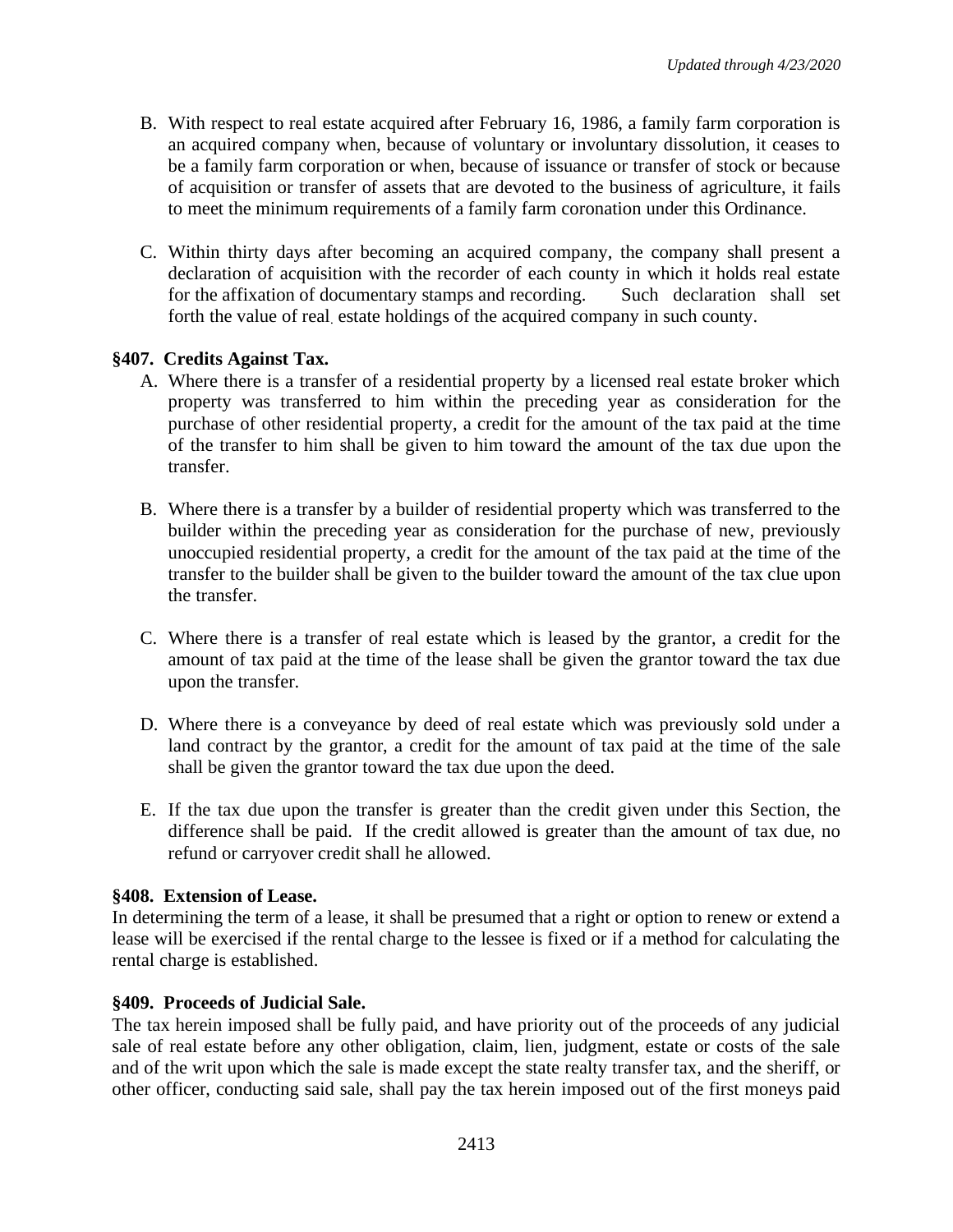B. With respect to real estate acquired after February 16, 1986, a family farm corporation is an acquired company when, because of voluntary or involuntary dissolution, it ceases to be a family farm corporation or when, because of issuance or transfer of stock or because of acquisition or transfer of assets that are devoted to the business of agriculture, it fails to meet the minimum requirements of a family farm coronation under this Ordinance.

C. Within thirty days after becoming an acquired company, the company shall present a declaration of acquisition with the recorder of each county in which it holds real estate for the affixation of documentary stamps and recording. Such declaration shall set forth the value of real estate holdings of the acquired company in such county.

**§407. Credits Against Tax.**

A. Where there is a transfer of a residential property by a licensed real estate broker which property was transferred to him within the preceding year as consideration for the purchase of other residential property, a credit for the amount of the tax paid at the time of the transfer to him shall be given to him toward the amount of the tax due upon the transfer.

B. Where there is a transfer by a builder of residential property which was transferred to the builder within the preceding year as consideration for the purchase of new, previously unoccupied residential property, a credit for the amount of the tax paid at the time of the transfer to the builder shall be given to the builder toward the amount of the tax clue upon the transfer.

C. Where there is a transfer of real estate which is leased by the grantor, a credit for the amount of tax paid at the time of the lease shall be given the grantor toward the tax due upon the transfer.

D. Where there is a conveyance by deed of real estate which was previously sold under a land contract by the grantor, a credit for the amount of tax paid at the time of the sale shall be given the grantor toward the tax due upon the deed.

E. If the tax due upon the transfer is greater than the credit given under this Section, the difference shall be paid. If the credit allowed is greater than the amount of tax due, no refund or carryover credit shall he allowed.

**§408. Extension of Lease.**

In determining the term of a lease, it shall be presumed that a right or option to renew or extend a lease will be exercised if the rental charge to the lessee is fixed or if a method for calculating the rental charge is established.

**§409. Proceeds of Judicial Sale.**

The tax herein imposed shall be fully paid, and have priority out of the proceeds of any judicial sale of real estate before any other obligation, claim, lien, judgment, estate or costs of the sale and of the writ upon which the sale is made except the state realty transfer tax, and the sheriff, or other officer, conducting said sale, shall pay the tax herein imposed out of the first moneys paid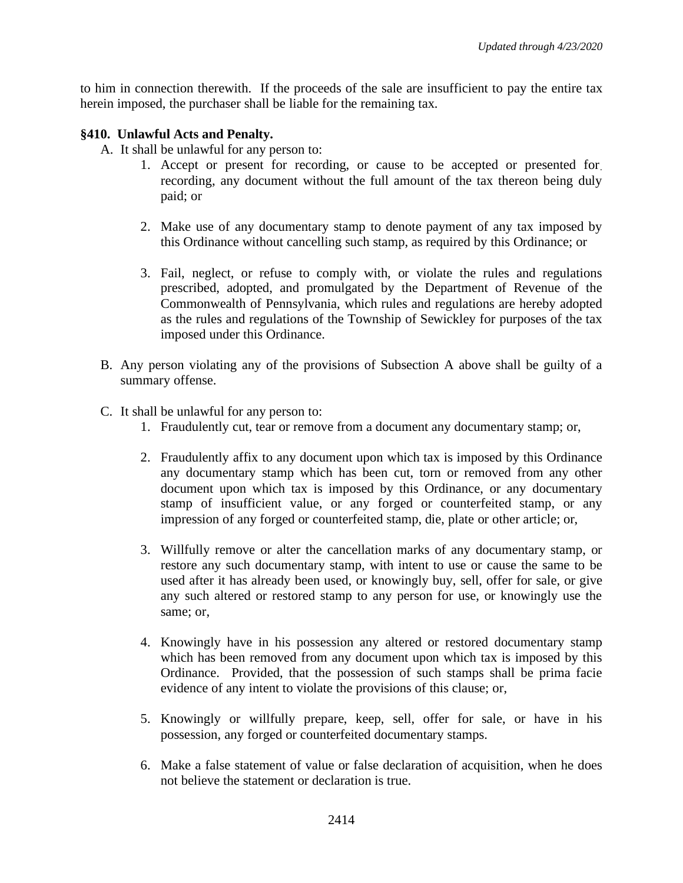to him in connection therewith. If the proceeds of the sale are insufficient to pay the entire tax herein imposed, the purchaser shall be liable for the remaining tax.

**§410. Unlawful Acts and Penalty.**

A. It shall be unlawful for any person to:

1. Accept or present for recording, or cause to be accepted or presented for recording, any document without the full amount of the tax thereon being duly paid; or

2. Make use of any documentary stamp to denote payment of any tax imposed by this Ordinance without cancelling such stamp, as required by this Ordinance; or

3. Fail, neglect, or refuse to comply with, or violate the rules and regulations prescribed, adopted, and promulgated by the Department of Revenue of the Commonwealth of Pennsylvania, which rules and regulations are hereby adopted as the rules and regulations of the Township of Sewickley for purposes of the tax imposed under this Ordinance.

B. Any person violating any of the provisions of Subsection A above shall be guilty of a summary offense.

C. It shall be unlawful for any person to:

1. Fraudulently cut, tear or remove from a document any documentary stamp; or,

2. Fraudulently affix to any document upon which tax is imposed by this Ordinance any documentary stamp which has been cut, torn or removed from any other document upon which tax is imposed by this Ordinance, or any documentary stamp of insufficient value, or any forged or counterfeited stamp, or any impression of any forged or counterfeited stamp, die, plate or other article; or,

3. Willfully remove or alter the cancellation marks of any documentary stamp, or restore any such documentary stamp, with intent to use or cause the same to be used after it has already been used, or knowingly buy, sell, offer for sale, or give any such altered or restored stamp to any person for use, or knowingly use the same; or,

4. Knowingly have in his possession any altered or restored documentary stamp which has been removed from any document upon which tax is imposed by this Ordinance. Provided, that the possession of such stamps shall be prima facie evidence of any intent to violate the provisions of this clause; or,

5. Knowingly or willfully prepare, keep, sell, offer for sale, or have in his possession, any forged or counterfeited documentary stamps.

6. Make a false statement of value or false declaration of acquisition, when he does not believe the statement or declaration is true.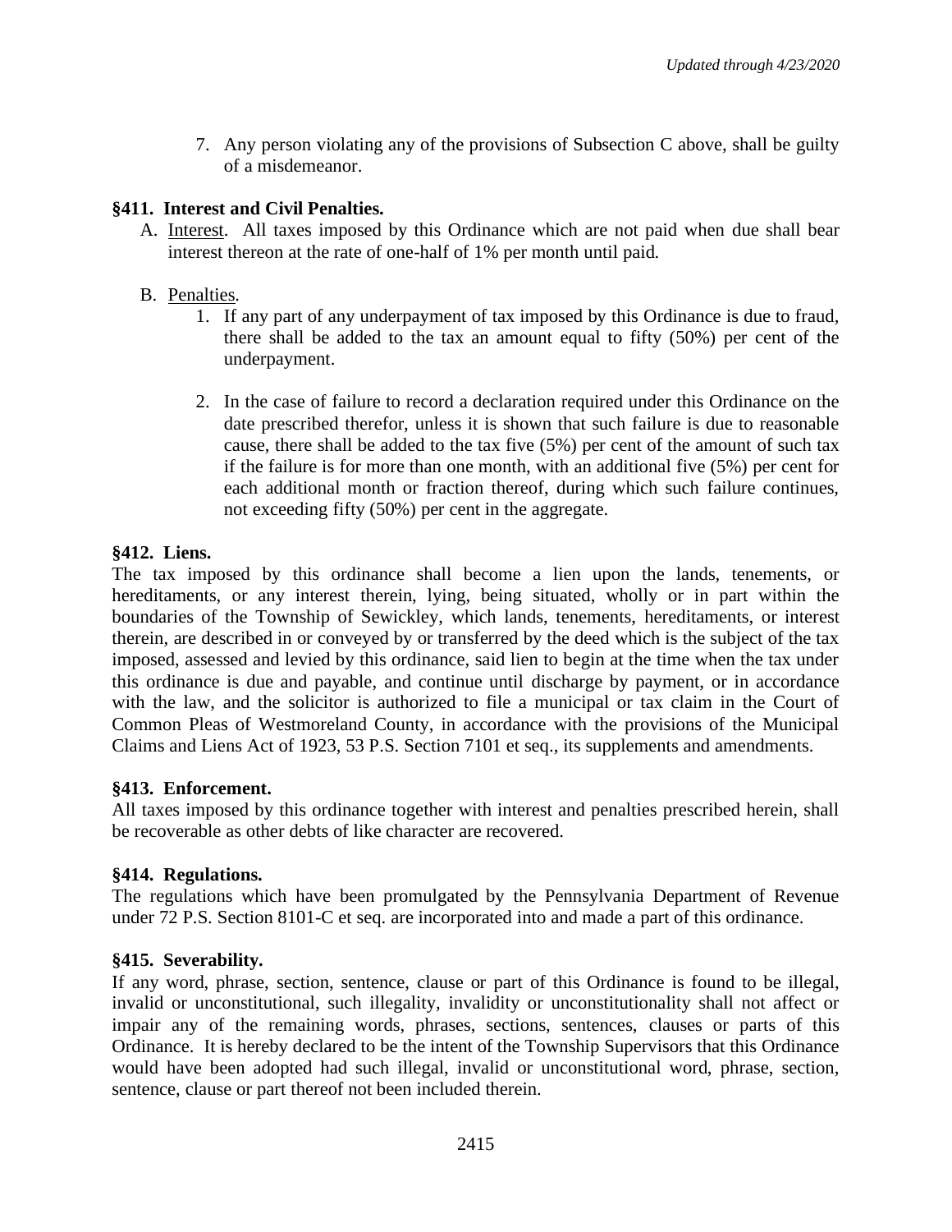7. Any person violating any of the provisions of Subsection C above, shall be guilty of a misdemeanor.

**§411. Interest and Civil Penalties.**

A. Interest. All taxes imposed by this Ordinance which are not paid when due shall bear interest thereon at the rate of one-half of 1% per month until paid.

B. Penalties.

1. If any part of any underpayment of tax imposed by this Ordinance is due to fraud, there shall be added to the tax an amount equal to fifty (50%) per cent of the underpayment.

2. In the case of failure to record a declaration required under this Ordinance on the date prescribed therefor, unless it is shown that such failure is due to reasonable cause, there shall be added to the tax five (5%) per cent of the amount of such tax if the failure is for more than one month, with an additional five (5%) per cent for each additional month or fraction thereof, during which such failure continues, not exceeding fifty (50%) per cent in the aggregate.

**§412. Liens.**

The tax imposed by this ordinance shall become a lien upon the lands, tenements, or hereditaments, or any interest therein, lying, being situated, wholly or in part within the boundaries of the Township of Sewickley, which lands, tenements, hereditaments, or interest therein, are described in or conveyed by or transferred by the deed which is the subject of the tax imposed, assessed and levied by this ordinance, said lien to begin at the time when the tax under this ordinance is due and payable, and continue until discharge by payment, or in accordance with the law, and the solicitor is authorized to file a municipal or tax claim in the Court of Common Pleas of Westmoreland County, in accordance with the provisions of the Municipal Claims and Liens Act of 1923, 53 P.S. Section 7101 et seq., its supplements and amendments.

**§413. Enforcement.**

All taxes imposed by this ordinance together with interest and penalties prescribed herein, shall be recoverable as other debts of like character are recovered.

**§414. Regulations.**

The regulations which have been promulgated by the Pennsylvania Department of Revenue under 72 P.S. Section 8101-C et seq. are incorporated into and made a part of this ordinance.

**§415. Severability.**

If any word, phrase, section, sentence, clause or part of this Ordinance is found to be illegal, invalid or unconstitutional, such illegality, invalidity or unconstitutionality shall not affect or impair any of the remaining words, phrases, sections, sentences, clauses or parts of this Ordinance. It is hereby declared to be the intent of the Township Supervisors that this Ordinance would have been adopted had such illegal, invalid or unconstitutional word, phrase, section, sentence, clause or part thereof not been included therein.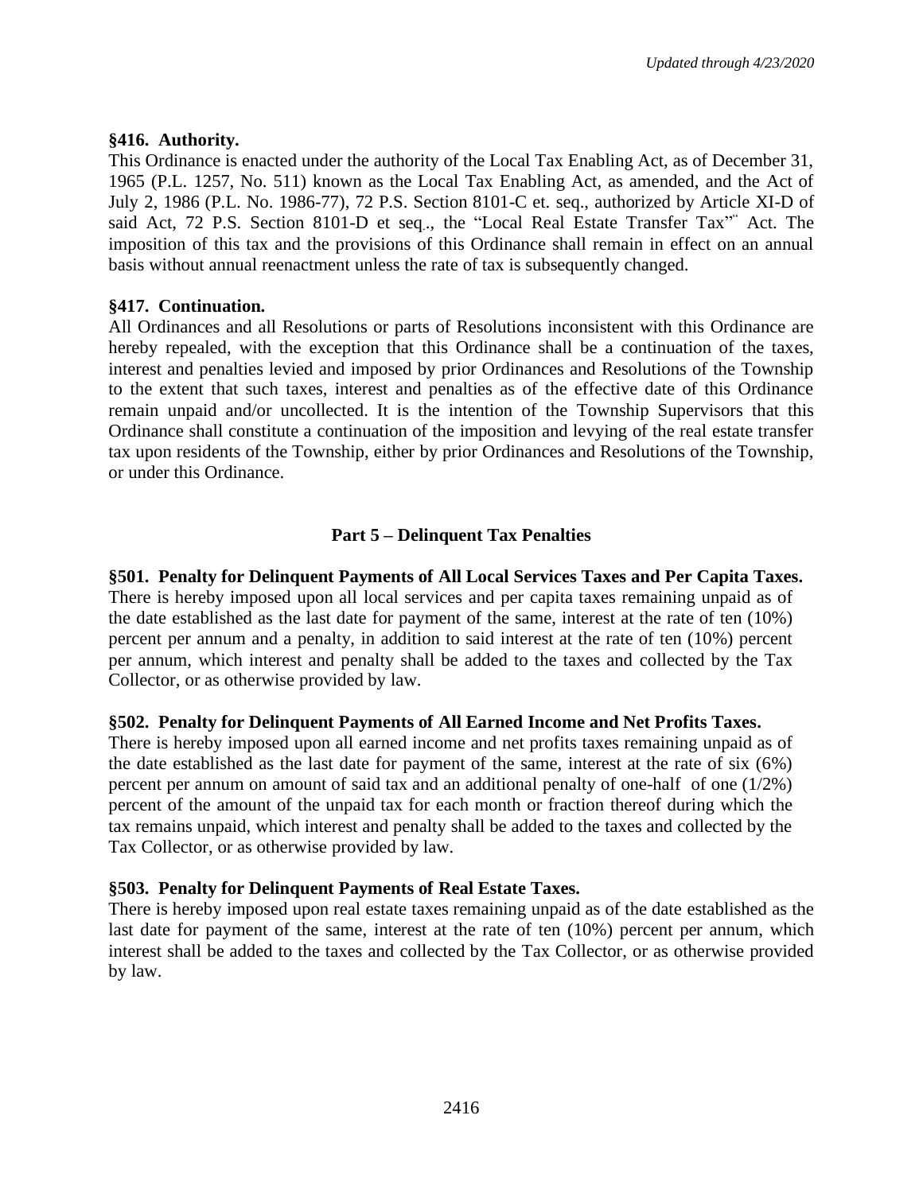### §416. Authority.

This Ordinance is enacted under the authority of the Local Tax Enabling Act, as of December 31, 1965 (P.L. 1257, No. 511) known as the Local Tax Enabling Act, as amended, and the Act of July 2, 1986 (P.L. No. 1986-77), 72 P.S. Section 8101-C et. seq., authorized by Article XI-D of said Act, 72 P.S. Section 8101-D et seq.., the "Local Real Estate Transfer Tax"" Act. The imposition of this tax and the provisions of this Ordinance shall remain in effect on an annual basis without annual reenactment unless the rate of tax is subsequently changed.

### §417. Continuation.

All Ordinances and all Resolutions or parts of Resolutions inconsistent with this Ordinance are hereby repealed, with the exception that this Ordinance shall be a continuation of the taxes, interest and penalties levied and imposed by prior Ordinances and Resolutions of the Township to the extent that such taxes, interest and penalties as of the effective date of this Ordinance remain unpaid and/or uncollected. It is the intention of the Township Supervisors that this Ordinance shall constitute a continuation of the imposition and levying of the real estate transfer tax upon residents of the Township, either by prior Ordinances and Resolutions of the Township, or under this Ordinance.

## Part 5 – Delinquent Tax Penalties

### §501. Penalty for Delinquent Payments of All Local Services Taxes and Per Capita Taxes.

There is hereby imposed upon all local services and per capita taxes remaining unpaid as of the date established as the last date for payment of the same, interest at the rate of ten (10%) percent per annum and a penalty, in addition to said interest at the rate of ten (10%) percent per annum, which interest and penalty shall be added to the taxes and collected by the Tax Collector, or as otherwise provided by law.

### §502. Penalty for Delinquent Payments of All Earned Income and Net Profits Taxes.

There is hereby imposed upon all earned income and net profits taxes remaining unpaid as of the date established as the last date for payment of the same, interest at the rate of six (6%) percent per annum on amount of said tax and an additional penalty of one-half of one (1/2%) percent of the amount of the unpaid tax for each month or fraction thereof during which the tax remains unpaid, which interest and penalty shall be added to the taxes and collected by the Tax Collector, or as otherwise provided by law.

### §503. Penalty for Delinquent Payments of Real Estate Taxes.

There is hereby imposed upon real estate taxes remaining unpaid as of the date established as the last date for payment of the same, interest at the rate of ten (10%) percent per annum, which interest shall be added to the taxes and collected by the Tax Collector, or as otherwise provided by law.